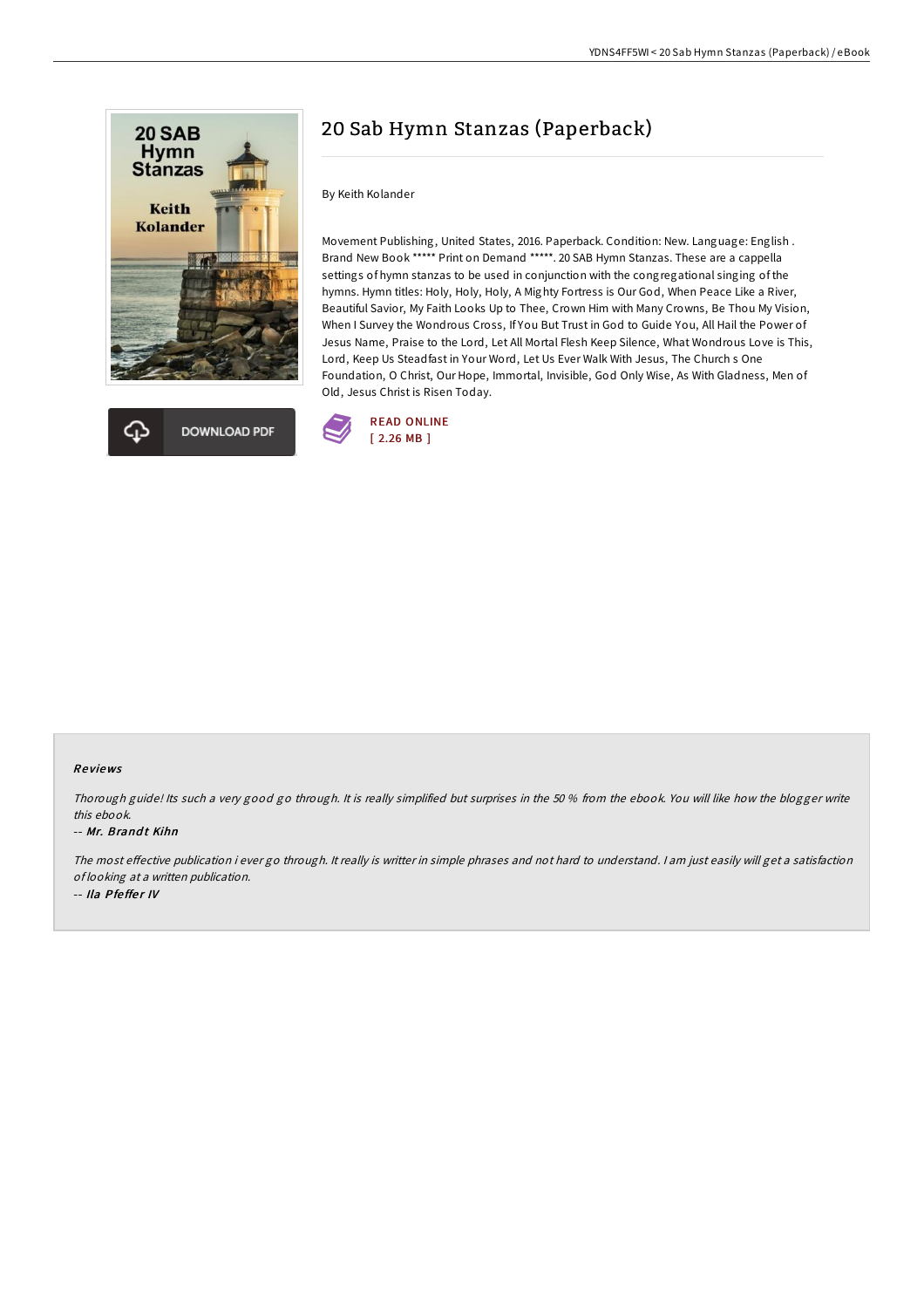# 20 Sab Hymn Stanzas (Paperback)

By Keith Kolander

Movement Publishing, United States, 2016. Paperback. Condition: New. Language: English . Brand New Book ***** Print on Demand *****. 20 SAB Hymn Stanzas. These are a cappella settings of hymn stanzas to be used in conjunction with the congregational singing of the hymns. Hymn titles: Holy, Holy, Holy, A Mighty Fortress is Our God, When Peace Like a River, Beautiful Savior, My Faith Looks Up to Thee, Crown Him with Many Crowns, Be Thou My Vision, When I Survey the Wondrous Cross, If You But Trust in God to Guide You, All Hail the Power of Jesus Name, Praise to the Lord, Let All Mortal Flesh Keep Silence, What Wondrous Love is This, Lord, Keep Us Steadfast in Your Word, Let Us Ever Walk With Jesus, The Church s One Foundation, O Christ, Our Hope, Immortal, Invisible, God Only Wise, As With Gladness, Men of Old, Jesus Christ is Risen Today.

DOWNLOAD PDF

READ ONLINE
[ 2.26 MB ]

## Reviews

*Thorough guide! Its such a very good go through. It is really simplified but surprises in the 50 % from the ebook. You will like how the blogger write this ebook.*

-- ***Mr. Brandt Kihn***

*The most effective publication i ever go through. It really is writter in simple phrases and not hard to understand. I am just easily will get a satisfaction of looking at a written publication.*

-- ***Ila Pfeffer IV***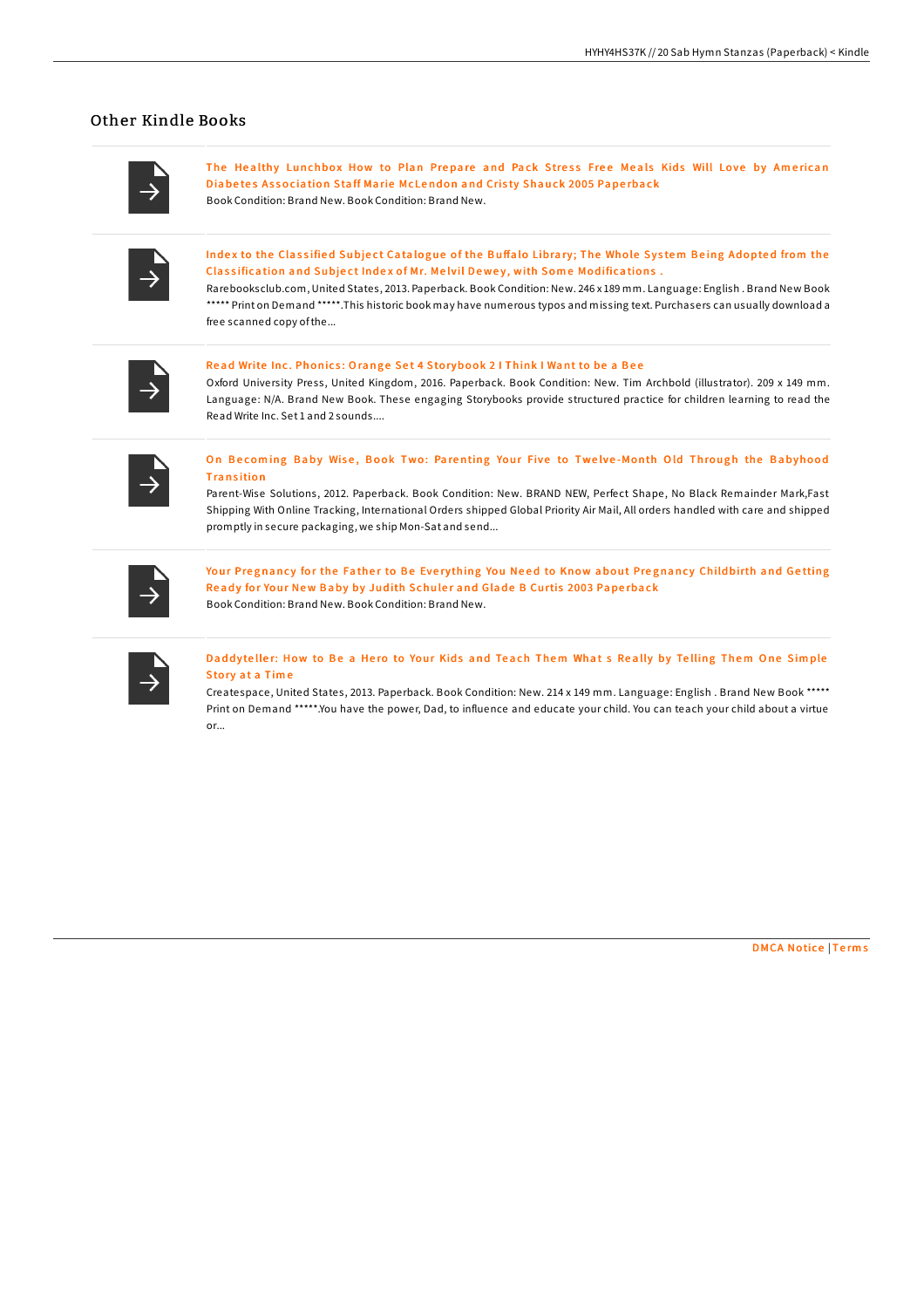## Other Kindle Books

**The Healthy Lunchbox How to Plan Prepare and Pack Stress Free Meals Kids Will Love by American Diabetes Association Staff Marie McLendon and Cristy Shauck 2005 Paperback**

Book Condition: Brand New. Book Condition: Brand New.

**Index to the Classified Subject Catalogue of the Buffalo Library; The Whole System Being Adopted from the Classification and Subject Index of Mr. Melvil Dewey, with Some Modifications .**

Rarebooksclub.com, United States, 2013. Paperback. Book Condition: New. 246 x 189 mm. Language: English . Brand New Book ***** Print on Demand *****.This historic book may have numerous typos and missing text. Purchasers can usually download a free scanned copy of the...

**Read Write Inc. Phonics: Orange Set 4 Storybook 2 I Think I Want to be a Bee**

Oxford University Press, United Kingdom, 2016. Paperback. Book Condition: New. Tim Archbold (illustrator). 209 x 149 mm. Language: N/A. Brand New Book. These engaging Storybooks provide structured practice for children learning to read the Read Write Inc. Set 1 and 2 sounds....

**On Becoming Baby Wise, Book Two: Parenting Your Five to Twelve-Month Old Through the Babyhood Transition**

Parent-Wise Solutions, 2012. Paperback. Book Condition: New. BRAND NEW, Perfect Shape, No Black Remainder Mark,Fast Shipping With Online Tracking, International Orders shipped Global Priority Air Mail, All orders handled with care and shipped promptly in secure packaging, we ship Mon-Sat and send...

**Your Pregnancy for the Father to Be Everything You Need to Know about Pregnancy Childbirth and Getting Ready for Your New Baby by Judith Schuler and Glade B Curtis 2003 Paperback**

Book Condition: Brand New. Book Condition: Brand New.

**Daddyteller: How to Be a Hero to Your Kids and Teach Them What s Really by Telling Them One Simple Story at a Time**

Createspace, United States, 2013. Paperback. Book Condition: New. 214 x 149 mm. Language: English . Brand New Book ***** Print on Demand *****.You have the power, Dad, to influence and educate your child. You can teach your child about a virtue or...